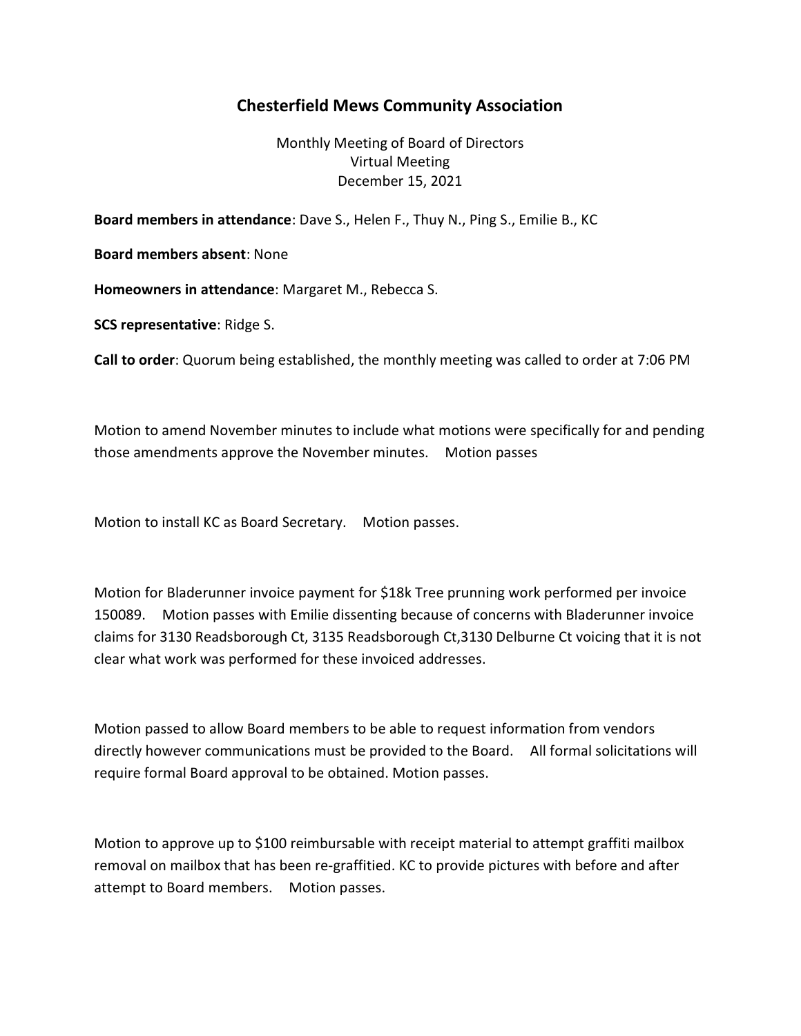# Chesterfield Mews Community Association

Monthly Meeting of Board of Directors
Virtual Meeting
December 15, 2021

**Board members in attendance**: Dave S., Helen F., Thuy N., Ping S., Emilie B., KC

**Board members absent**: None

**Homeowners in attendance**: Margaret M., Rebecca S.

**SCS representative**: Ridge S.

**Call to order**: Quorum being established, the monthly meeting was called to order at 7:06 PM

Motion to amend November minutes to include what motions were specifically for and pending those amendments approve the November minutes. Motion passes

Motion to install KC as Board Secretary. Motion passes.

Motion for Bladerunner invoice payment for $18k Tree prunning work performed per invoice 150089. Motion passes with Emilie dissenting because of concerns with Bladerunner invoice claims for 3130 Readsborough Ct, 3135 Readsborough Ct,3130 Delburne Ct voicing that it is not clear what work was performed for these invoiced addresses.

Motion passed to allow Board members to be able to request information from vendors directly however communications must be provided to the Board. All formal solicitations will require formal Board approval to be obtained. Motion passes.

Motion to approve up to $100 reimbursable with receipt material to attempt graffiti mailbox removal on mailbox that has been re-graffitied. KC to provide pictures with before and after attempt to Board members. Motion passes.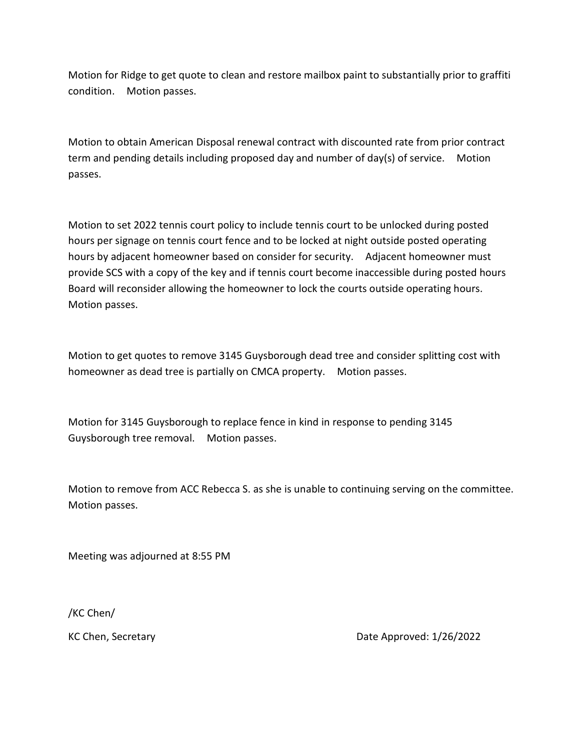Motion for Ridge to get quote to clean and restore mailbox paint to substantially prior to graffiti condition. Motion passes.

Motion to obtain American Disposal renewal contract with discounted rate from prior contract term and pending details including proposed day and number of day(s) of service. Motion passes.

Motion to set 2022 tennis court policy to include tennis court to be unlocked during posted hours per signage on tennis court fence and to be locked at night outside posted operating hours by adjacent homeowner based on consider for security. Adjacent homeowner must provide SCS with a copy of the key and if tennis court become inaccessible during posted hours Board will reconsider allowing the homeowner to lock the courts outside operating hours. Motion passes.

Motion to get quotes to remove 3145 Guysborough dead tree and consider splitting cost with homeowner as dead tree is partially on CMCA property. Motion passes.

Motion for 3145 Guysborough to replace fence in kind in response to pending 3145 Guysborough tree removal. Motion passes.

Motion to remove from ACC Rebecca S. as she is unable to continuing serving on the committee. Motion passes.

Meeting was adjourned at 8:55 PM

/KC Chen/

KC Chen, Secretary    Date Approved: 1/26/2022